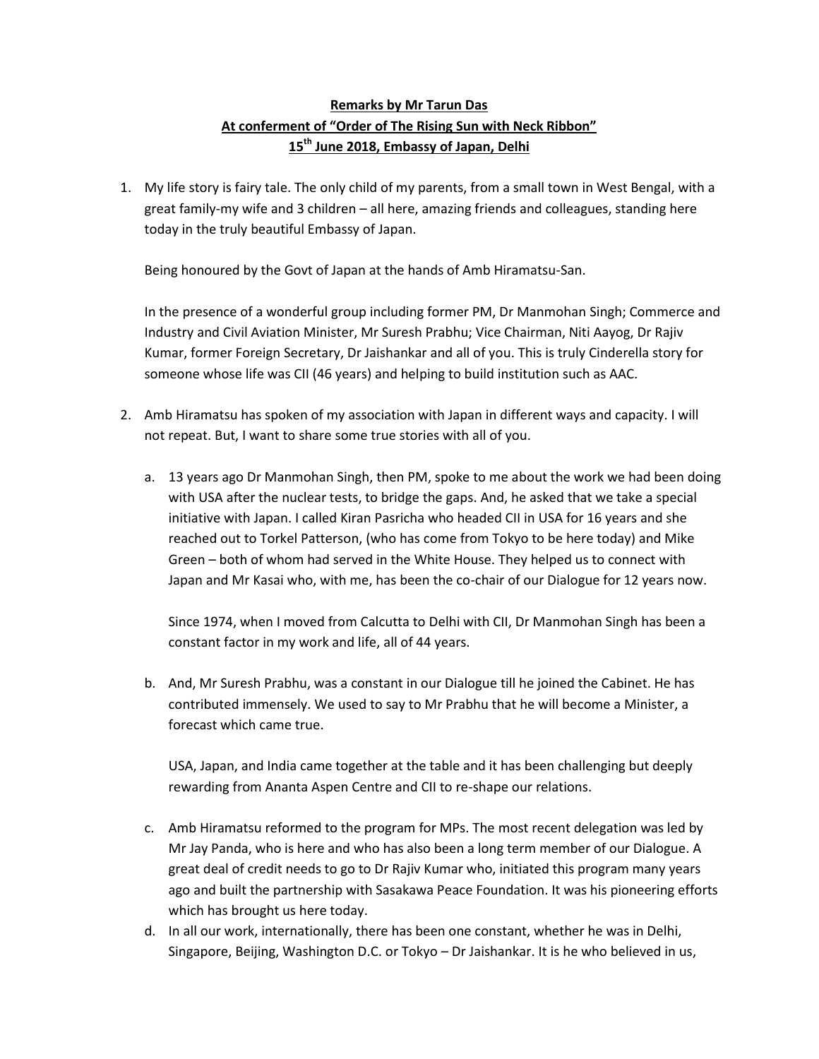**Remarks by Mr Tarun Das**
**At conferment of "Order of The Rising Sun with Neck Ribbon"**
**15th June 2018, Embassy of Japan, Delhi**

1. My life story is fairy tale. The only child of my parents, from a small town in West Bengal, with a great family-my wife and 3 children – all here, amazing friends and colleagues, standing here today in the truly beautiful Embassy of Japan.

   Being honoured by the Govt of Japan at the hands of Amb Hiramatsu-San.

   In the presence of a wonderful group including former PM, Dr Manmohan Singh; Commerce and Industry and Civil Aviation Minister, Mr Suresh Prabhu; Vice Chairman, Niti Aayog, Dr Rajiv Kumar, former Foreign Secretary, Dr Jaishankar and all of you. This is truly Cinderella story for someone whose life was CII (46 years) and helping to build institution such as AAC.

2. Amb Hiramatsu has spoken of my association with Japan in different ways and capacity. I will not repeat. But, I want to share some true stories with all of you.

   a. 13 years ago Dr Manmohan Singh, then PM, spoke to me about the work we had been doing with USA after the nuclear tests, to bridge the gaps. And, he asked that we take a special initiative with Japan. I called Kiran Pasricha who headed CII in USA for 16 years and she reached out to Torkel Patterson, (who has come from Tokyo to be here today) and Mike Green – both of whom had served in the White House. They helped us to connect with Japan and Mr Kasai who, with me, has been the co-chair of our Dialogue for 12 years now.

      Since 1974, when I moved from Calcutta to Delhi with CII, Dr Manmohan Singh has been a constant factor in my work and life, all of 44 years.

   b. And, Mr Suresh Prabhu, was a constant in our Dialogue till he joined the Cabinet. He has contributed immensely. We used to say to Mr Prabhu that he will become a Minister, a forecast which came true.

      USA, Japan, and India came together at the table and it has been challenging but deeply rewarding from Ananta Aspen Centre and CII to re-shape our relations.

   c. Amb Hiramatsu reformed to the program for MPs. The most recent delegation was led by Mr Jay Panda, who is here and who has also been a long term member of our Dialogue. A great deal of credit needs to go to Dr Rajiv Kumar who, initiated this program many years ago and built the partnership with Sasakawa Peace Foundation. It was his pioneering efforts which has brought us here today.

   d. In all our work, internationally, there has been one constant, whether he was in Delhi, Singapore, Beijing, Washington D.C. or Tokyo – Dr Jaishankar. It is he who believed in us,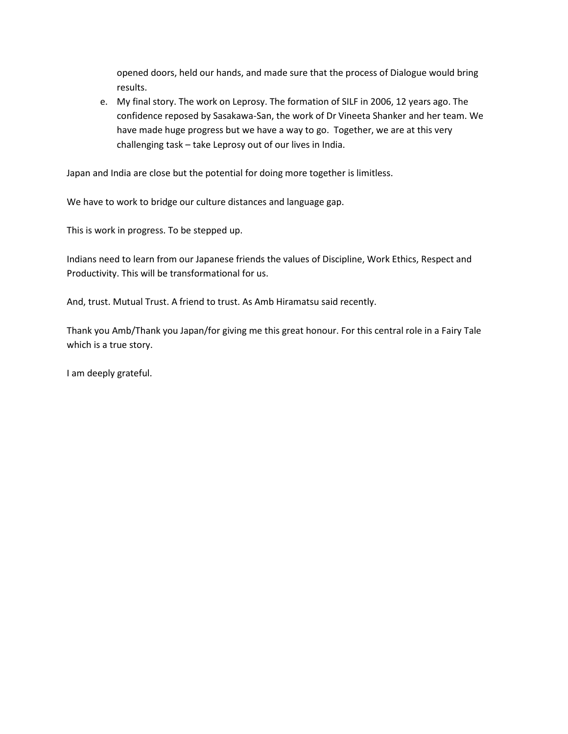opened doors, held our hands, and made sure that the process of Dialogue would bring results.

e. My final story. The work on Leprosy. The formation of SILF in 2006, 12 years ago. The confidence reposed by Sasakawa-San, the work of Dr Vineeta Shanker and her team. We have made huge progress but we have a way to go. Together, we are at this very challenging task – take Leprosy out of our lives in India.

Japan and India are close but the potential for doing more together is limitless.

We have to work to bridge our culture distances and language gap.

This is work in progress. To be stepped up.

Indians need to learn from our Japanese friends the values of Discipline, Work Ethics, Respect and Productivity. This will be transformational for us.

And, trust. Mutual Trust. A friend to trust. As Amb Hiramatsu said recently.

Thank you Amb/Thank you Japan/for giving me this great honour. For this central role in a Fairy Tale which is a true story.

I am deeply grateful.